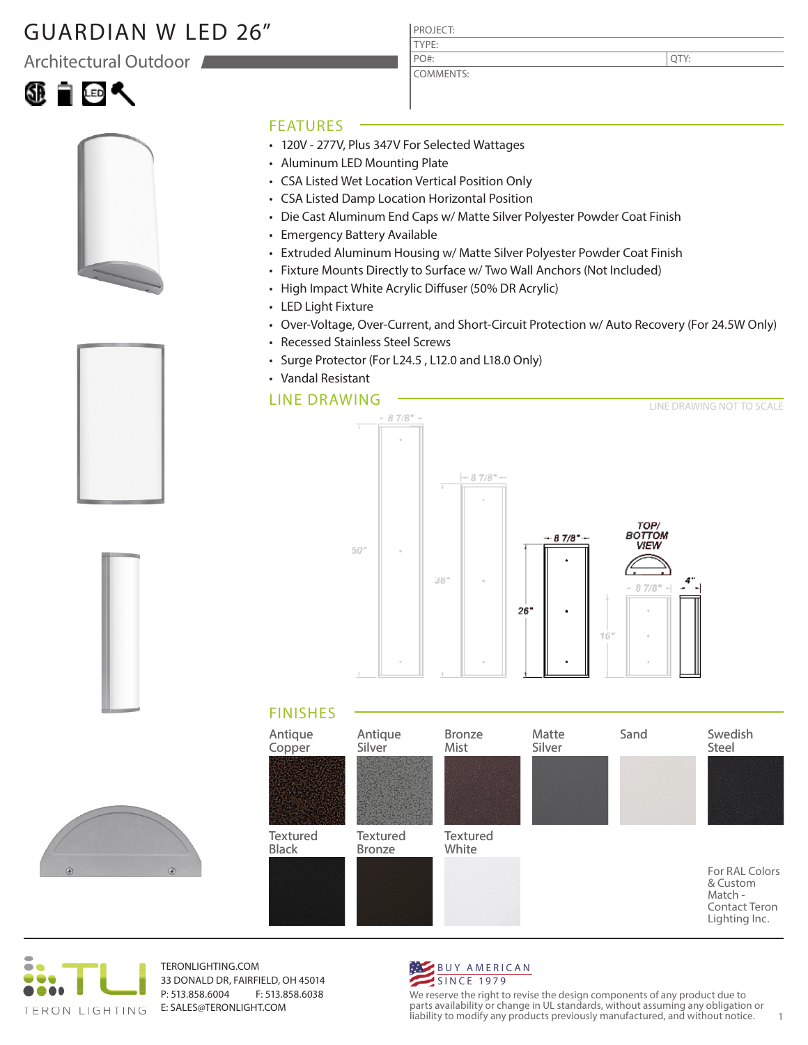# GUARDIAN W LED 26"

## Architectural Outdoor

| PROJECT: | |
|---|---|
| TYPE: | |
| PO#: | QTY: |
| COMMENTS: | |

## FEATURES

- 120V - 277V, Plus 347V For Selected Wattages
- Aluminum LED Mounting Plate
- CSA Listed Wet Location Vertical Position Only
- CSA Listed Damp Location Horizontal Position
- Die Cast Aluminum End Caps w/ Matte Silver Polyester Powder Coat Finish
- Emergency Battery Available
- Extruded Aluminum Housing w/ Matte Silver Polyester Powder Coat Finish
- Fixture Mounts Directly to Surface w/ Two Wall Anchors (Not Included)
- High Impact White Acrylic Diffuser (50% DR Acrylic)
- LED Light Fixture
- Over-Voltage, Over-Current, and Short-Circuit Protection w/ Auto Recovery (For 24.5W Only)
- Recessed Stainless Steel Screws
- Surge Protector (For L24.5 , L12.0 and L18.0 Only)
- Vandal Resistant

## LINE DRAWING

LINE DRAWING NOT TO SCALE

8 7/8" | 50" | 8 7/8" | 38" | 8 7/8" | 26" | TOP/ BOTTOM VIEW | 8 7/8" | 16" | 4"

## FINISHES

Antique Copper, Antique Silver, Bronze Mist, Matte Silver, Sand, Swedish Steel, Textured Black, Textured Bronze, Textured White

For RAL Colors & Custom Match - Contact Teron Lighting Inc.

TERON LIGHTING

TERONLIGHTING.COM
33 DONALD DR, FAIRFIELD, OH 45014
P: 513.858.6004 F: 513.858.6038
E: SALES@TERONLIGHT.COM

BUY AMERICAN SINCE 1979

We reserve the right to revise the design components of any product due to parts availability or change in UL standards, without assuming any obligation or liability to modify any products previously manufactured, and without notice.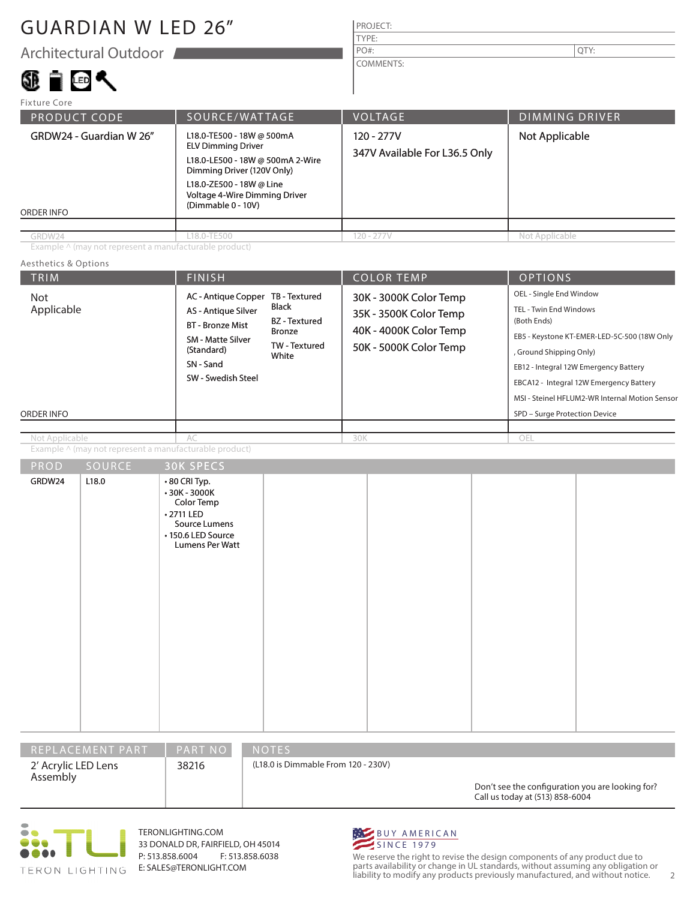# GUARDIAN W LED 26"

## Architectural Outdoor

| PROJECT: | |
|---|---|
| TYPE: | |
| PO#: | QTY: |
| COMMENTS: | |

### Fixture Core

| PRODUCT CODE | SOURCE/WATTAGE | VOLTAGE | DIMMING DRIVER |
|---|---|---|---|
| GRDW24 - Guardian W 26" | L18.0-TE500 - 18W @ 500mA ELV Dimming Driver<br>L18.0-LE500 - 18W @ 500mA 2-Wire Dimming Driver (120V Only)<br>L18.0-ZE500 - 18W @ Line Voltage 4-Wire Dimming Driver (Dimmable 0 - 10V) | 120 - 277V<br>347V Available For L36.5 Only | Not Applicable |
| ORDER INFO | | | |
| GRDW24 | L18.0-TE500 | 120 - 277V | Not Applicable |

Example ^ (may not represent a manufacturable product)

### Aesthetics & Options

| TRIM | FINISH | COLOR TEMP | OPTIONS |
|---|---|---|---|
| Not Applicable | AC - Antique Copper<br>AS - Antique Silver<br>BT - Bronze Mist<br>SM - Matte Silver (Standard)<br>SN - Sand<br>SW - Swedish Steel<br>TB - Textured Black<br>BZ - Textured Bronze<br>TW - Textured White | 30K - 3000K Color Temp<br>35K - 3500K Color Temp<br>40K - 4000K Color Temp<br>50K - 5000K Color Temp | OEL - Single End Window<br>TEL - Twin End Windows (Both Ends)<br>EB5 - Keystone KT-EMER-LED-5C-500 (18W Only, Ground Shipping Only)<br>EB12 - Integral 12W Emergency Battery<br>EBCA12 - Integral 12W Emergency Battery<br>MSI - Steinel HFLUM2-WR Internal Motion Sensor<br>SPD – Surge Protection Device |
| ORDER INFO | | | |
| Not Applicable | AC | 30K | OEL |

Example ^ (may not represent a manufacturable product)

| PROD | SOURCE | 30K SPECS | | | | |
|---|---|---|---|---|---|---|
| GRDW24 | L18.0 | • 80 CRI Typ.<br>• 30K - 3000K Color Temp<br>• 2711 LED Source Lumens<br>• 150.6 LED Source Lumens Per Watt | | | | |

| REPLACEMENT PART | PART NO | NOTES |
|---|---|---|
| 2' Acrylic LED Lens Assembly | 38216 | (L18.0 is Dimmable From 120 - 230V) |

Don't see the configuration you are looking for? Call us today at (513) 858-6004

TERON LIGHTING

TERONLIGHTING.COM
33 DONALD DR, FAIRFIELD, OH 45014
P: 513.858.6004 F: 513.858.6038
E: SALES@TERONLIGHT.COM

BUY AMERICAN SINCE 1979

We reserve the right to revise the design components of any product due to parts availability or change in UL standards, without assuming any obligation or liability to modify any products previously manufactured, and without notice.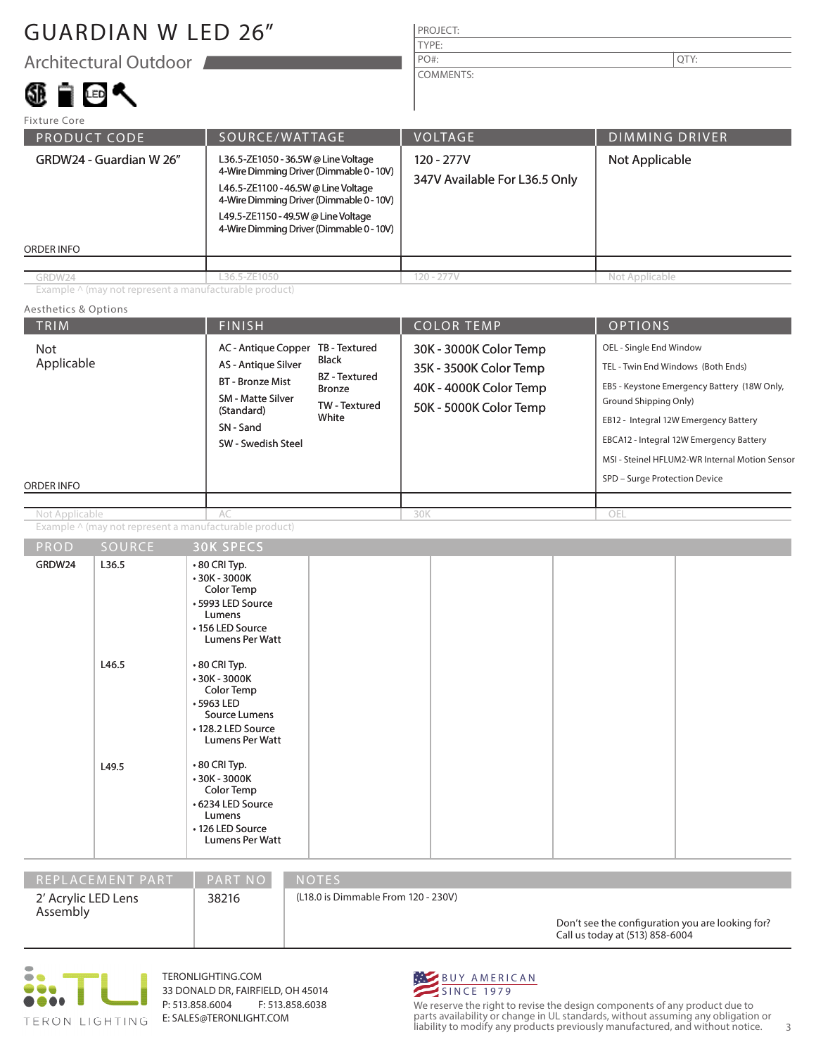# GUARDIAN W LED 26"

## Architectual Outdoor

| PROJECT: | |
|---|---|
| TYPE: | |
| PO#: | QTY: |
| COMMENTS: | |

Fixture Core

| PRODUCT CODE | SOURCE/WATTAGE | VOLTAGE | DIMMING DRIVER |
|---|---|---|---|
| GRDW24 - Guardian W 26" | L36.5-ZE1050 - 36.5W @ Line Voltage 4-Wire Dimming Driver (Dimmable 0 - 10V)<br>L46.5-ZE1100 - 46.5W @ Line Voltage 4-Wire Dimming Driver (Dimmable 0 - 10V)<br>L49.5-ZE1150 - 49.5W @ Line Voltage 4-Wire Dimming Driver (Dimmable 0 - 10V) | 120 - 277V<br>347V Available For L36.5 Only | Not Applicable |
| ORDER INFO | | | |
| GRDW24 | L36.5-ZE1050 | 120 - 277V | Not Applicable |

Example ^ (may not represent a manufacturable product)

Aesthetics & Options

| TRIM | FINISH | COLOR TEMP | OPTIONS |
|---|---|---|---|
| Not Applicable | AC - Antique Copper<br>AS - Antique Silver<br>BT - Bronze Mist<br>SM - Matte Silver (Standard)<br>SN - Sand<br>SW - Swedish Steel<br>TB - Textured Black<br>BZ - Textured Bronze<br>TW - Textured White | 30K - 3000K Color Temp<br>35K - 3500K Color Temp<br>40K - 4000K Color Temp<br>50K - 5000K Color Temp | OEL - Single End Window<br>TEL - Twin End Windows (Both Ends)<br>EB5 - Keystone Emergency Battery (18W Only, Ground Shipping Only)<br>EB12 - Integral 12W Emergency Battery<br>EBCA12 - Integral 12W Emergency Battery<br>MSI - Steinel HFLUM2-WR Internal Motion Sensor<br>SPD – Surge Protection Device |
| ORDER INFO | | | |
| Not Applicable | AC | 30K | OEL |

Example ^ (may not represent a manufacturable product)

| PROD | SOURCE | 30K SPECS |
|---|---|---|
| GRDW24 | L36.5 | • 80 CRI Typ.<br>• 30K - 3000K Color Temp<br>• 5993 LED Source Lumens<br>• 156 LED Source Lumens Per Watt |
| | L46.5 | • 80 CRI Typ.<br>• 30K - 3000K Color Temp<br>• 5963 LED Source Lumens<br>• 128.2 LED Source Lumens Per Watt |
| | L49.5 | • 80 CRI Typ.<br>• 30K - 3000K Color Temp<br>• 6234 LED Source Lumens<br>• 126 LED Source Lumens Per Watt |

| REPLACEMENT PART | PART NO | NOTES |
|---|---|---|
| 2' Acrylic LED Lens Assembly | 38216 | (L18.0 is Dimmable From 120 - 230V) |

Don't see the configuration you are looking for?
Call us today at (513) 858-6004

TERON LIGHTING

TERONLIGHTING.COM
33 DONALD DR, FAIRFIELD, OH 45014
P: 513.858.6004 F: 513.858.6038
E: SALES@TERONLIGHT.COM

BUY AMERICAN SINCE 1979

We reserve the right to revise the design components of any product due to parts availability or change in UL standards, without assuming any obligation or liability to modify any products previously manufactured, and without notice.